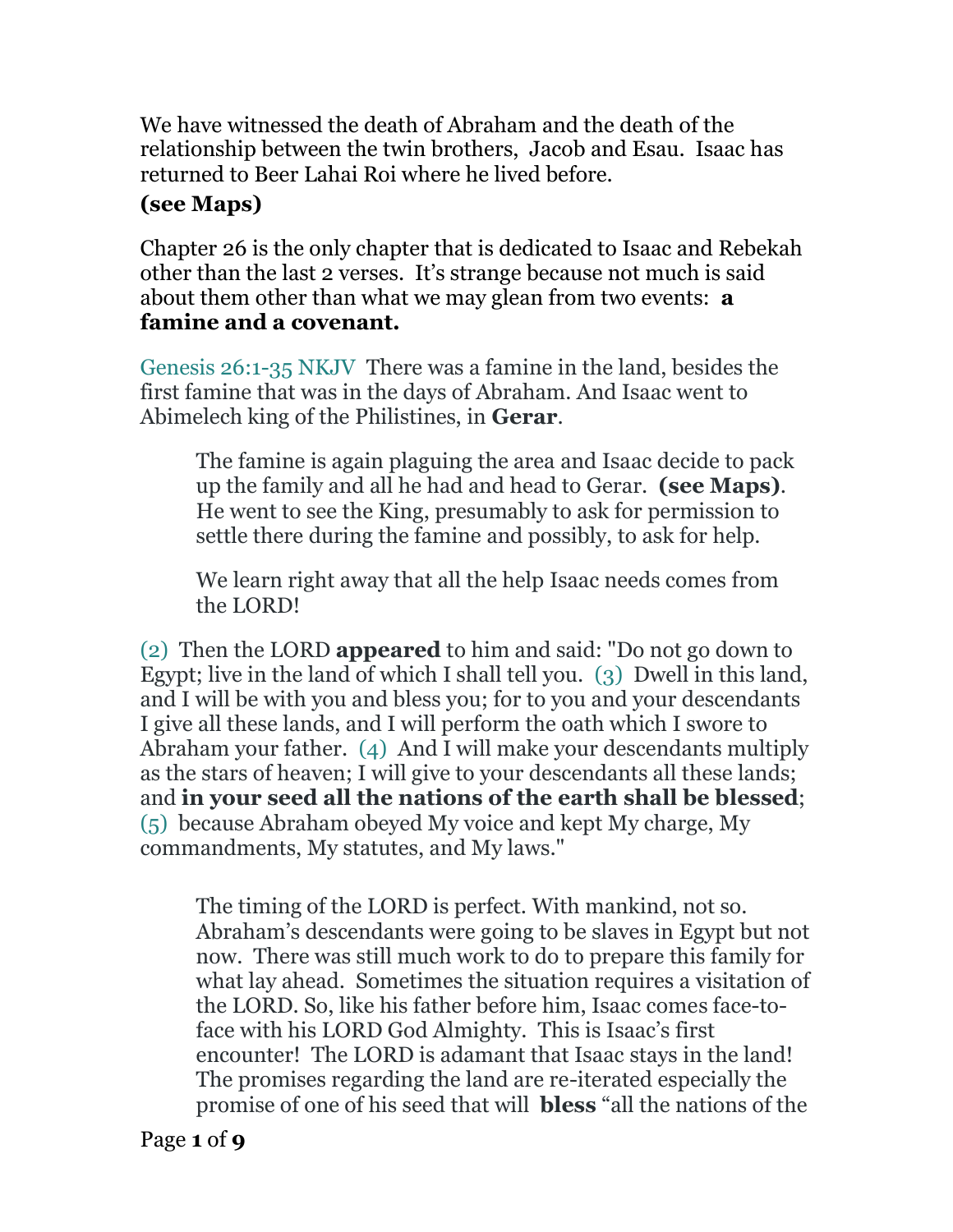We have witnessed the death of Abraham and the death of the relationship between the twin brothers, Jacob and Esau. Isaac has returned to Beer Lahai Roi where he lived before.

**(see Maps)**

Chapter 26 is the only chapter that is dedicated to Isaac and Rebekah other than the last 2 verses. It's strange because not much is said about them other than what we may glean from two events: **a famine and a covenant.**

Genesis 26:1-35 NKJV There was a famine in the land, besides the first famine that was in the days of Abraham. And Isaac went to Abimelech king of the Philistines, in **Gerar**.

> The famine is again plaguing the area and Isaac decide to pack up the family and all he had and head to Gerar. **(see Maps)**. He went to see the King, presumably to ask for permission to settle there during the famine and possibly, to ask for help.
>
> We learn right away that all the help Isaac needs comes from the LORD!

(2) Then the LORD **appeared** to him and said: "Do not go down to Egypt; live in the land of which I shall tell you. (3) Dwell in this land, and I will be with you and bless you; for to you and your descendants I give all these lands, and I will perform the oath which I swore to Abraham your father. (4) And I will make your descendants multiply as the stars of heaven; I will give to your descendants all these lands; and **in your seed all the nations of the earth shall be blessed**; (5) because Abraham obeyed My voice and kept My charge, My commandments, My statutes, and My laws."

> The timing of the LORD is perfect. With mankind, not so. Abraham's descendants were going to be slaves in Egypt but not now. There was still much work to do to prepare this family for what lay ahead. Sometimes the situation requires a visitation of the LORD. So, like his father before him, Isaac comes face-to-face with his LORD God Almighty. This is Isaac's first encounter! The LORD is adamant that Isaac stays in the land! The promises regarding the land are re-iterated especially the promise of one of his seed that will **bless** "all the nations of the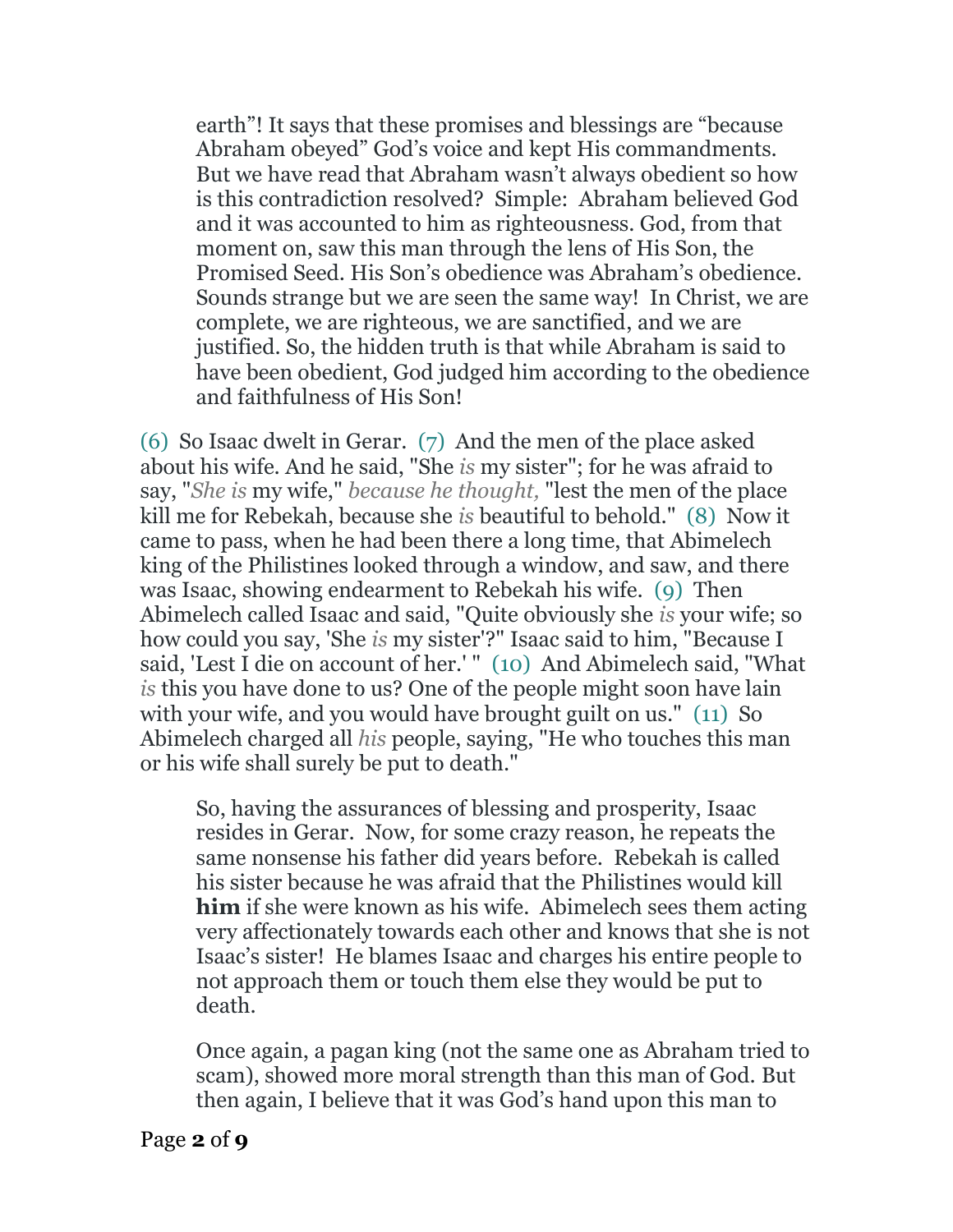earth"! It says that these promises and blessings are "because Abraham obeyed" God's voice and kept His commandments. But we have read that Abraham wasn't always obedient so how is this contradiction resolved? Simple: Abraham believed God and it was accounted to him as righteousness. God, from that moment on, saw this man through the lens of His Son, the Promised Seed. His Son's obedience was Abraham's obedience. Sounds strange but we are seen the same way! In Christ, we are complete, we are righteous, we are sanctified, and we are justified. So, the hidden truth is that while Abraham is said to have been obedient, God judged him according to the obedience and faithfulness of His Son!

(6) So Isaac dwelt in Gerar. (7) And the men of the place asked about his wife. And he said, "She *is* my sister"; for he was afraid to say, "*She is* my wife," *because he thought,* "lest the men of the place kill me for Rebekah, because she *is* beautiful to behold." (8) Now it came to pass, when he had been there a long time, that Abimelech king of the Philistines looked through a window, and saw, and there was Isaac, showing endearment to Rebekah his wife. (9) Then Abimelech called Isaac and said, "Quite obviously she *is* your wife; so how could you say, 'She *is* my sister'?" Isaac said to him, "Because I said, 'Lest I die on account of her.' " (10) And Abimelech said, "What *is* this you have done to us? One of the people might soon have lain with your wife, and you would have brought guilt on us." (11) So Abimelech charged all *his* people, saying, "He who touches this man or his wife shall surely be put to death."

So, having the assurances of blessing and prosperity, Isaac resides in Gerar. Now, for some crazy reason, he repeats the same nonsense his father did years before. Rebekah is called his sister because he was afraid that the Philistines would kill **him** if she were known as his wife. Abimelech sees them acting very affectionately towards each other and knows that she is not Isaac's sister! He blames Isaac and charges his entire people to not approach them or touch them else they would be put to death.

Once again, a pagan king (not the same one as Abraham tried to scam), showed more moral strength than this man of God. But then again, I believe that it was God's hand upon this man to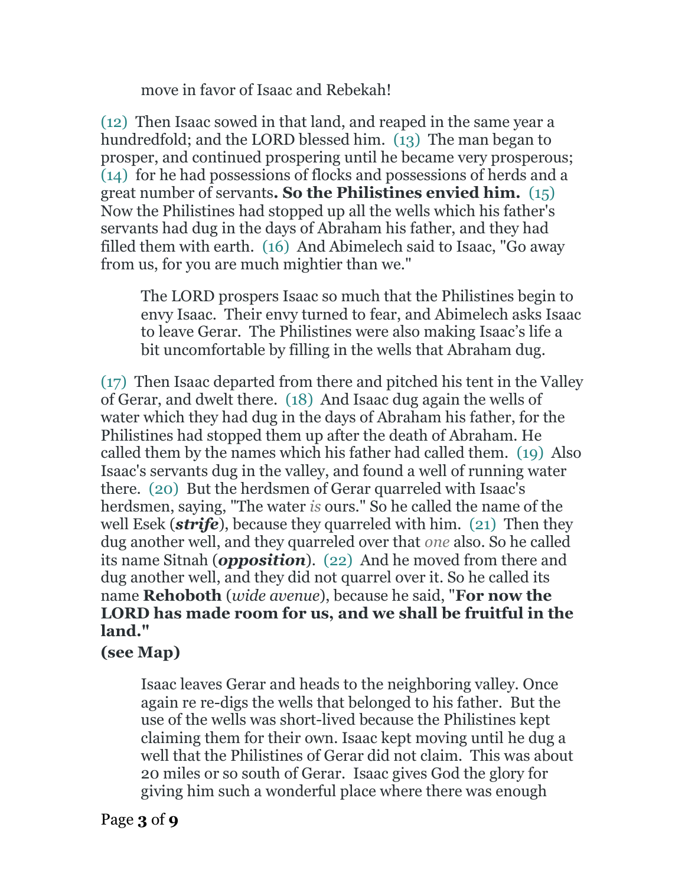move in favor of Isaac and Rebekah!

(12) Then Isaac sowed in that land, and reaped in the same year a hundredfold; and the LORD blessed him. (13) The man began to prosper, and continued prospering until he became very prosperous; (14) for he had possessions of flocks and possessions of herds and a great number of servants**. So the Philistines envied him.** (15) Now the Philistines had stopped up all the wells which his father's servants had dug in the days of Abraham his father, and they had filled them with earth. (16) And Abimelech said to Isaac, "Go away from us, for you are much mightier than we."

> The LORD prospers Isaac so much that the Philistines begin to envy Isaac. Their envy turned to fear, and Abimelech asks Isaac to leave Gerar. The Philistines were also making Isaac's life a bit uncomfortable by filling in the wells that Abraham dug.

(17) Then Isaac departed from there and pitched his tent in the Valley of Gerar, and dwelt there. (18) And Isaac dug again the wells of water which they had dug in the days of Abraham his father, for the Philistines had stopped them up after the death of Abraham. He called them by the names which his father had called them. (19) Also Isaac's servants dug in the valley, and found a well of running water there. (20) But the herdsmen of Gerar quarreled with Isaac's herdsmen, saying, "The water *is* ours." So he called the name of the well Esek (***strife***), because they quarreled with him. (21) Then they dug another well, and they quarreled over that *one* also. So he called its name Sitnah (***opposition***). (22) And he moved from there and dug another well, and they did not quarrel over it. So he called its name **Rehoboth** (*wide avenue*), because he said, "**For now the LORD has made room for us, and we shall be fruitful in the land."**
**(see Map)**

> Isaac leaves Gerar and heads to the neighboring valley. Once again re re-digs the wells that belonged to his father. But the use of the wells was short-lived because the Philistines kept claiming them for their own. Isaac kept moving until he dug a well that the Philistines of Gerar did not claim. This was about 20 miles or so south of Gerar. Isaac gives God the glory for giving him such a wonderful place where there was enough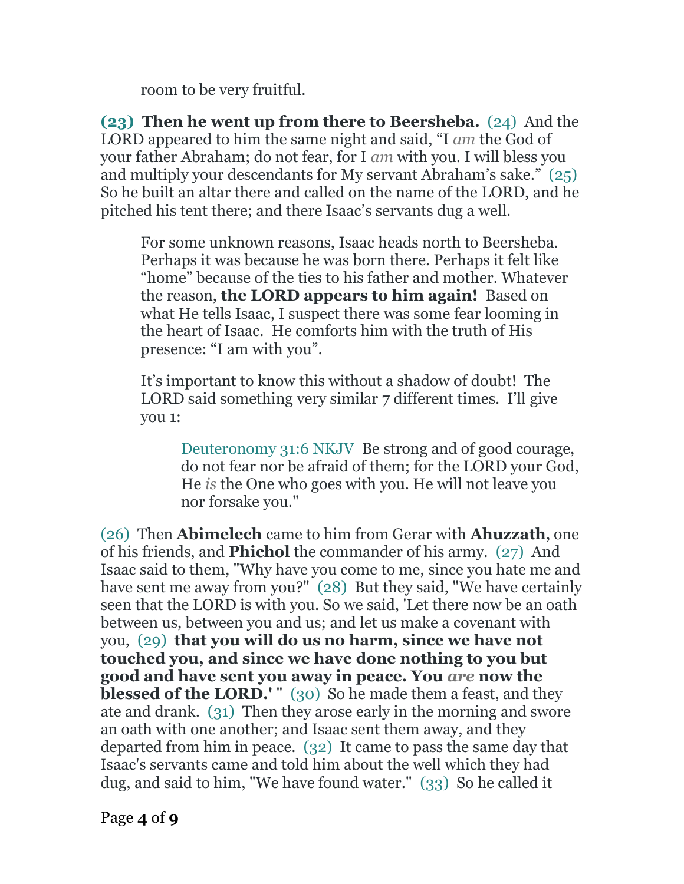room to be very fruitful.

**(23) Then he went up from there to Beersheba.** (24) And the LORD appeared to him the same night and said, "I *am* the God of your father Abraham; do not fear, for I *am* with you. I will bless you and multiply your descendants for My servant Abraham's sake." (25) So he built an altar there and called on the name of the LORD, and he pitched his tent there; and there Isaac's servants dug a well.

> For some unknown reasons, Isaac heads north to Beersheba. Perhaps it was because he was born there. Perhaps it felt like "home" because of the ties to his father and mother. Whatever the reason, **the LORD appears to him again!** Based on what He tells Isaac, I suspect there was some fear looming in the heart of Isaac. He comforts him with the truth of His presence: "I am with you".
>
> It's important to know this without a shadow of doubt! The LORD said something very similar 7 different times. I'll give you 1:
>
>> Deuteronomy 31:6 NKJV Be strong and of good courage, do not fear nor be afraid of them; for the LORD your God, He *is* the One who goes with you. He will not leave you nor forsake you."

(26) Then **Abimelech** came to him from Gerar with **Ahuzzath**, one of his friends, and **Phichol** the commander of his army. (27) And Isaac said to them, "Why have you come to me, since you hate me and have sent me away from you?" (28) But they said, "We have certainly seen that the LORD is with you. So we said, 'Let there now be an oath between us, between you and us; and let us make a covenant with you, (29) **that you will do us no harm, since we have not touched you, and since we have done nothing to you but good and have sent you away in peace. You *are* now the blessed of the LORD.'** " (30) So he made them a feast, and they ate and drank. (31) Then they arose early in the morning and swore an oath with one another; and Isaac sent them away, and they departed from him in peace. (32) It came to pass the same day that Isaac's servants came and told him about the well which they had dug, and said to him, "We have found water." (33) So he called it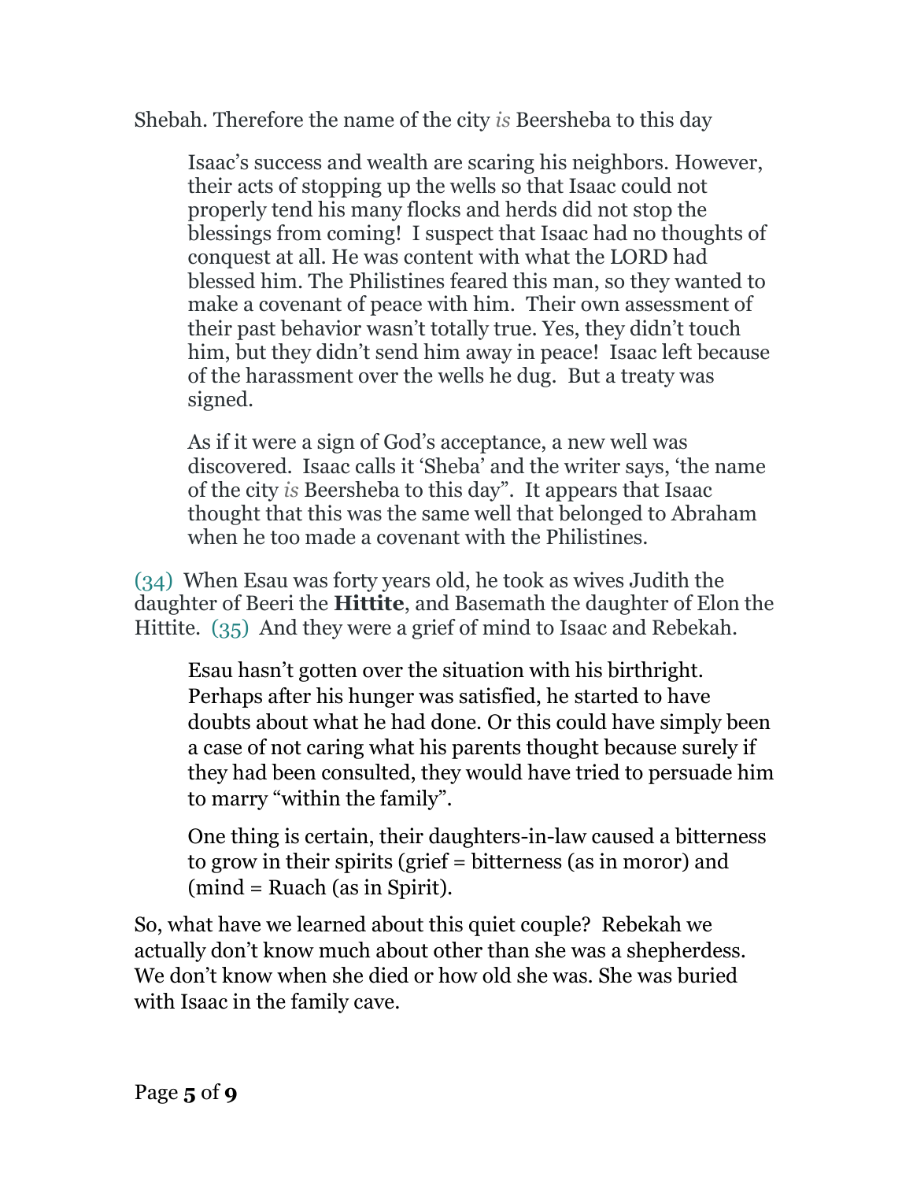Shebah. Therefore the name of the city *is* Beersheba to this day

> Isaac's success and wealth are scaring his neighbors. However, their acts of stopping up the wells so that Isaac could not properly tend his many flocks and herds did not stop the blessings from coming!  I suspect that Isaac had no thoughts of conquest at all. He was content with what the LORD had blessed him. The Philistines feared this man, so they wanted to make a covenant of peace with him.  Their own assessment of their past behavior wasn't totally true. Yes, they didn't touch him, but they didn't send him away in peace!  Isaac left because of the harassment over the wells he dug.  But a treaty was signed.
>
> As if it were a sign of God's acceptance, a new well was discovered.  Isaac calls it 'Sheba' and the writer says, 'the name of the city *is* Beersheba to this day".  It appears that Isaac thought that this was the same well that belonged to Abraham when he too made a covenant with the Philistines.

(34)  When Esau was forty years old, he took as wives Judith the daughter of Beeri the **Hittite**, and Basemath the daughter of Elon the Hittite.  (35)  And they were a grief of mind to Isaac and Rebekah.

> Esau hasn't gotten over the situation with his birthright. Perhaps after his hunger was satisfied, he started to have doubts about what he had done. Or this could have simply been a case of not caring what his parents thought because surely if they had been consulted, they would have tried to persuade him to marry "within the family".
>
> One thing is certain, their daughters-in-law caused a bitterness to grow in their spirits (grief = bitterness (as in moror) and (mind = Ruach (as in Spirit).

So, what have we learned about this quiet couple?  Rebekah we actually don't know much about other than she was a shepherdess. We don't know when she died or how old she was. She was buried with Isaac in the family cave.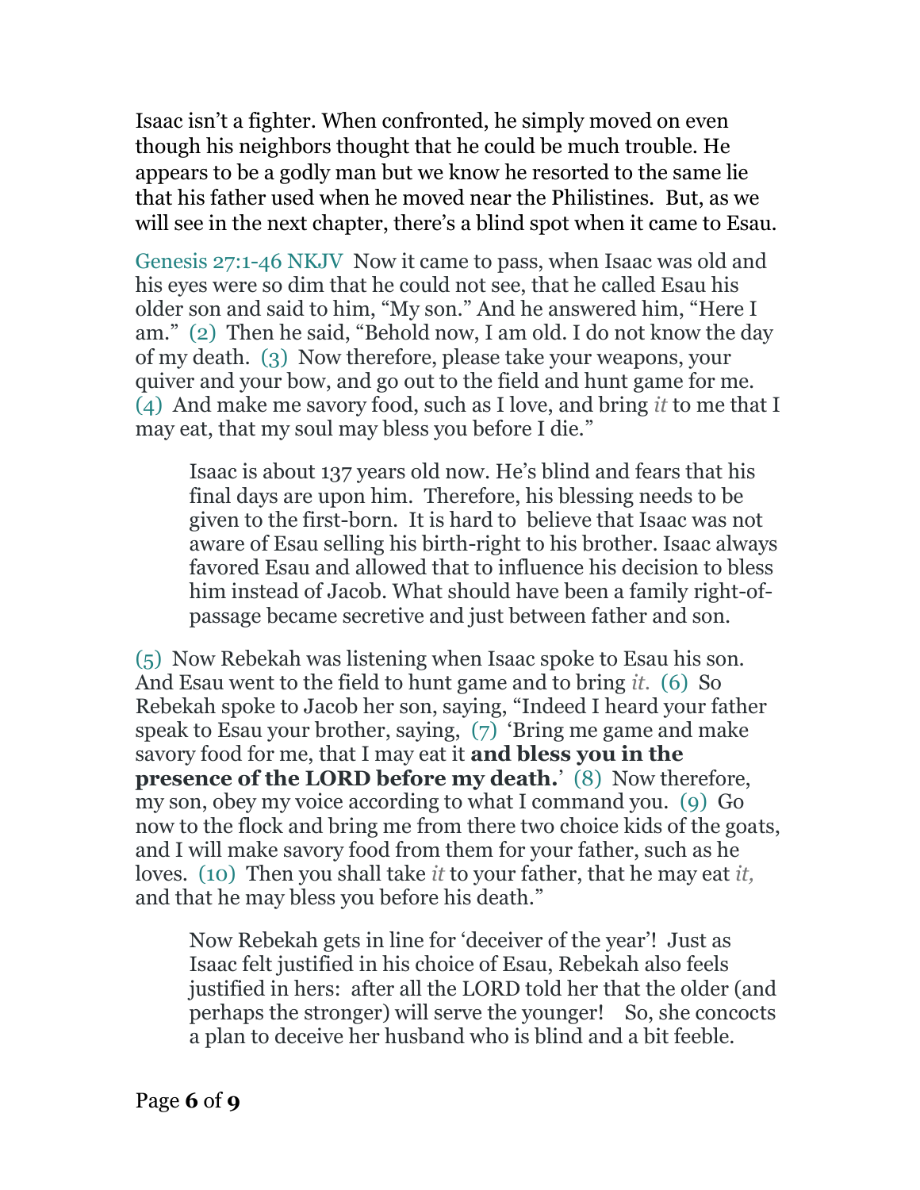Isaac isn't a fighter. When confronted, he simply moved on even though his neighbors thought that he could be much trouble. He appears to be a godly man but we know he resorted to the same lie that his father used when he moved near the Philistines. But, as we will see in the next chapter, there's a blind spot when it came to Esau.

Genesis 27:1-46 NKJV Now it came to pass, when Isaac was old and his eyes were so dim that he could not see, that he called Esau his older son and said to him, "My son." And he answered him, "Here I am." (2) Then he said, "Behold now, I am old. I do not know the day of my death. (3) Now therefore, please take your weapons, your quiver and your bow, and go out to the field and hunt game for me. (4) And make me savory food, such as I love, and bring *it* to me that I may eat, that my soul may bless you before I die."

> Isaac is about 137 years old now. He's blind and fears that his final days are upon him. Therefore, his blessing needs to be given to the first-born. It is hard to believe that Isaac was not aware of Esau selling his birth-right to his brother. Isaac always favored Esau and allowed that to influence his decision to bless him instead of Jacob. What should have been a family right-of-passage became secretive and just between father and son.

(5) Now Rebekah was listening when Isaac spoke to Esau his son. And Esau went to the field to hunt game and to bring *it*. (6) So Rebekah spoke to Jacob her son, saying, "Indeed I heard your father speak to Esau your brother, saying, (7) 'Bring me game and make savory food for me, that I may eat it **and bless you in the presence of the LORD before my death.**' (8) Now therefore, my son, obey my voice according to what I command you. (9) Go now to the flock and bring me from there two choice kids of the goats, and I will make savory food from them for your father, such as he loves. (10) Then you shall take *it* to your father, that he may eat *it*, and that he may bless you before his death."

> Now Rebekah gets in line for 'deceiver of the year'! Just as Isaac felt justified in his choice of Esau, Rebekah also feels justified in hers: after all the LORD told her that the older (and perhaps the stronger) will serve the younger! So, she concocts a plan to deceive her husband who is blind and a bit feeble.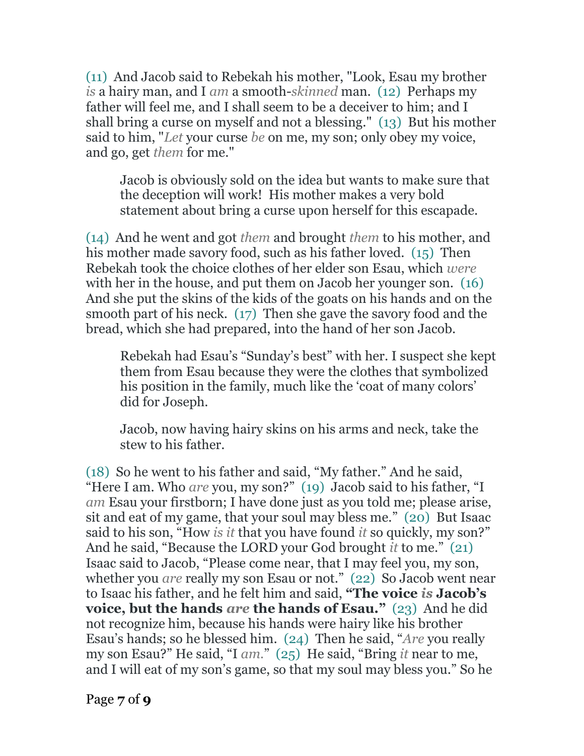(11) And Jacob said to Rebekah his mother, "Look, Esau my brother *is* a hairy man, and I *am* a smooth-*skinned* man. (12) Perhaps my father will feel me, and I shall seem to be a deceiver to him; and I shall bring a curse on myself and not a blessing." (13) But his mother said to him, "*Let* your curse *be* on me, my son; only obey my voice, and go, get *them* for me."

> Jacob is obviously sold on the idea but wants to make sure that the deception will work! His mother makes a very bold statement about bring a curse upon herself for this escapade.

(14) And he went and got *them* and brought *them* to his mother, and his mother made savory food, such as his father loved. (15) Then Rebekah took the choice clothes of her elder son Esau, which *were* with her in the house, and put them on Jacob her younger son. (16) And she put the skins of the kids of the goats on his hands and on the smooth part of his neck. (17) Then she gave the savory food and the bread, which she had prepared, into the hand of her son Jacob.

> Rebekah had Esau's "Sunday's best" with her. I suspect she kept them from Esau because they were the clothes that symbolized his position in the family, much like the 'coat of many colors' did for Joseph.
>
> Jacob, now having hairy skins on his arms and neck, take the stew to his father.

(18) So he went to his father and said, "My father." And he said, "Here I am. Who *are* you, my son?" (19) Jacob said to his father, "I *am* Esau your firstborn; I have done just as you told me; please arise, sit and eat of my game, that your soul may bless me." (20) But Isaac said to his son, "How *is it* that you have found *it* so quickly, my son?" And he said, "Because the LORD your God brought *it* to me." (21) Isaac said to Jacob, "Please come near, that I may feel you, my son, whether you *are* really my son Esau or not." (22) So Jacob went near to Isaac his father, and he felt him and said, **"The voice *is* Jacob's voice, but the hands *are* the hands of Esau."** (23) And he did not recognize him, because his hands were hairy like his brother Esau's hands; so he blessed him. (24) Then he said, "*Are* you really my son Esau?" He said, "I *am*." (25) He said, "Bring *it* near to me, and I will eat of my son's game, so that my soul may bless you." So he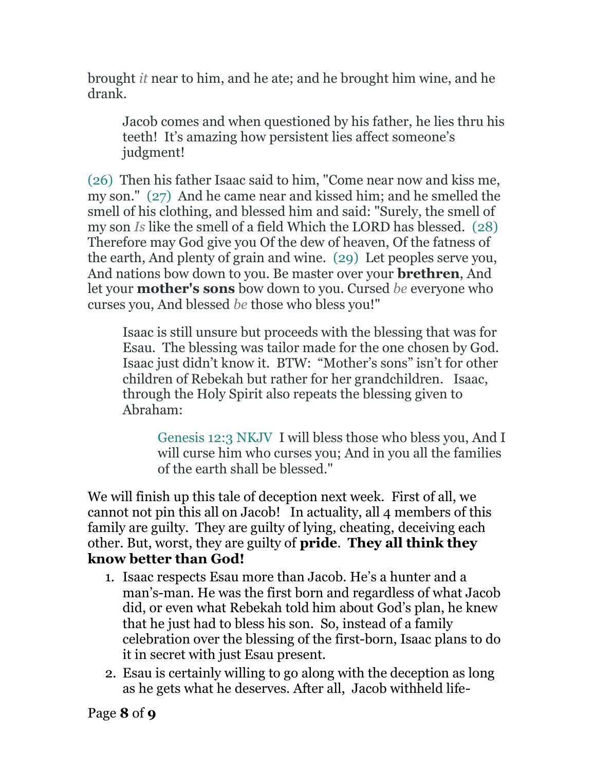brought *it* near to him, and he ate; and he brought him wine, and he drank.

> Jacob comes and when questioned by his father, he lies thru his teeth! It's amazing how persistent lies affect someone's judgment!

(26) Then his father Isaac said to him, "Come near now and kiss me, my son." (27) And he came near and kissed him; and he smelled the smell of his clothing, and blessed him and said: "Surely, the smell of my son *Is* like the smell of a field Which the LORD has blessed. (28) Therefore may God give you Of the dew of heaven, Of the fatness of the earth, And plenty of grain and wine. (29) Let peoples serve you, And nations bow down to you. Be master over your **brethren**, And let your **mother's sons** bow down to you. Cursed *be* everyone who curses you, And blessed *be* those who bless you!"

> Isaac is still unsure but proceeds with the blessing that was for Esau. The blessing was tailor made for the one chosen by God. Isaac just didn't know it. BTW: "Mother's sons" isn't for other children of Rebekah but rather for her grandchildren. Isaac, through the Holy Spirit also repeats the blessing given to Abraham:
>
> > Genesis 12:3 NKJV I will bless those who bless you, And I will curse him who curses you; And in you all the families of the earth shall be blessed."

We will finish up this tale of deception next week. First of all, we cannot not pin this all on Jacob! In actuality, all 4 members of this family are guilty. They are guilty of lying, cheating, deceiving each other. But, worst, they are guilty of **pride**. **They all think they know better than God!**

1. Isaac respects Esau more than Jacob. He's a hunter and a man's-man. He was the first born and regardless of what Jacob did, or even what Rebekah told him about God's plan, he knew that he just had to bless his son. So, instead of a family celebration over the blessing of the first-born, Isaac plans to do it in secret with just Esau present.
2. Esau is certainly willing to go along with the deception as long as he gets what he deserves. After all, Jacob withheld life-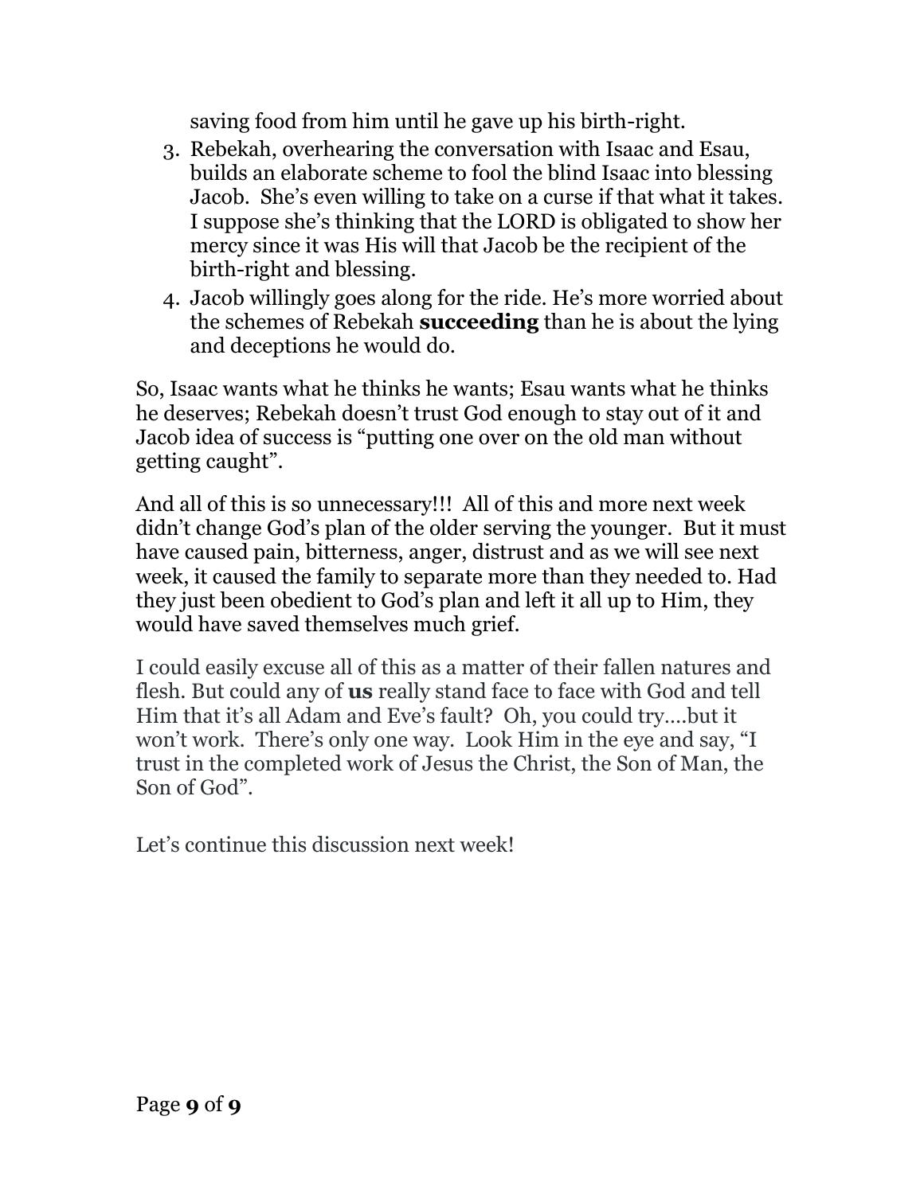saving food from him until he gave up his birth-right.

3. Rebekah, overhearing the conversation with Isaac and Esau, builds an elaborate scheme to fool the blind Isaac into blessing Jacob. She's even willing to take on a curse if that what it takes. I suppose she's thinking that the LORD is obligated to show her mercy since it was His will that Jacob be the recipient of the birth-right and blessing.
4. Jacob willingly goes along for the ride. He's more worried about the schemes of Rebekah **succeeding** than he is about the lying and deceptions he would do.

So, Isaac wants what he thinks he wants; Esau wants what he thinks he deserves; Rebekah doesn't trust God enough to stay out of it and Jacob idea of success is "putting one over on the old man without getting caught".

And all of this is so unnecessary!!! All of this and more next week didn't change God's plan of the older serving the younger. But it must have caused pain, bitterness, anger, distrust and as we will see next week, it caused the family to separate more than they needed to. Had they just been obedient to God's plan and left it all up to Him, they would have saved themselves much grief.

I could easily excuse all of this as a matter of their fallen natures and flesh. But could any of **us** really stand face to face with God and tell Him that it's all Adam and Eve's fault? Oh, you could try….but it won't work. There's only one way. Look Him in the eye and say, "I trust in the completed work of Jesus the Christ, the Son of Man, the Son of God".

Let's continue this discussion next week!